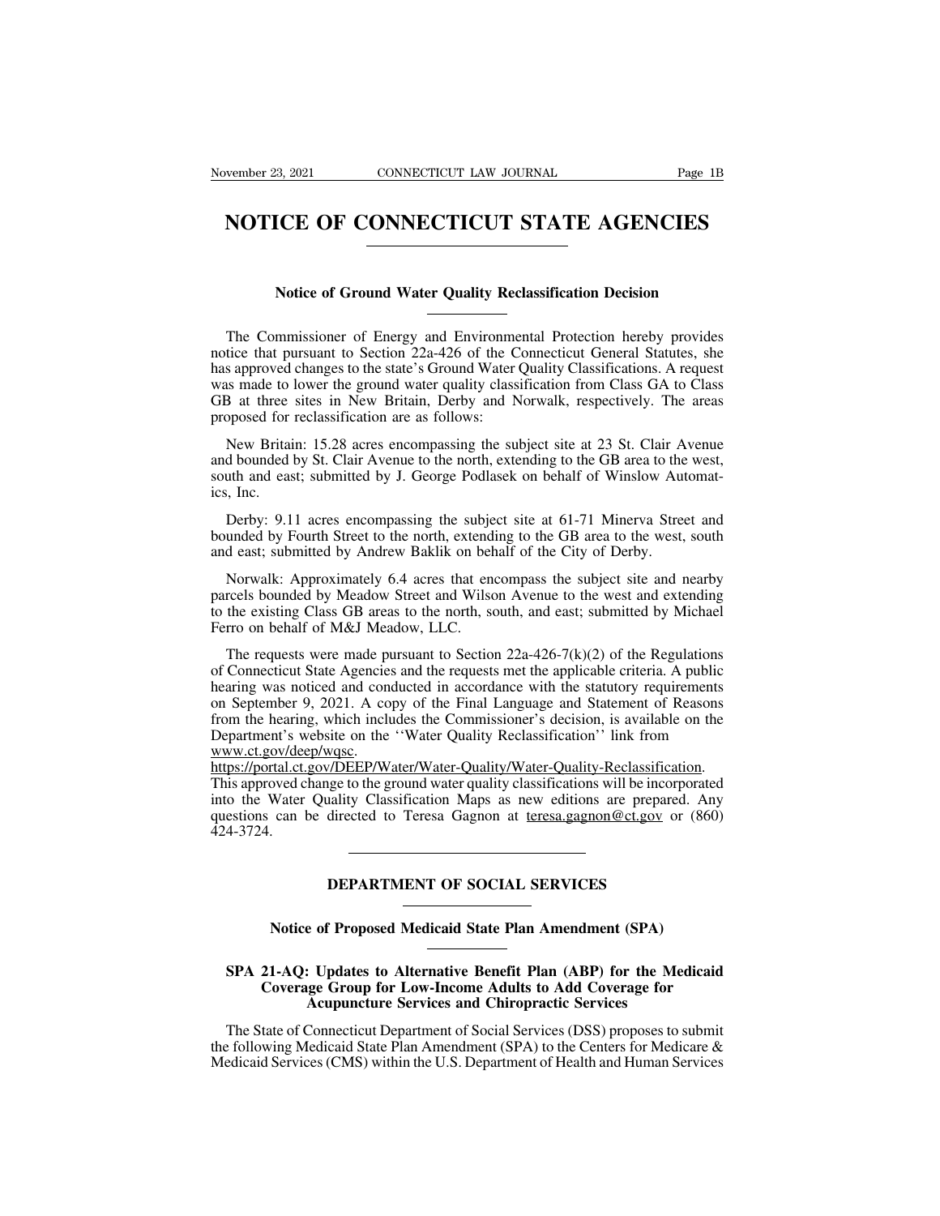# NOTICE OF CONNECTICUT STATE AGENCIES

## Notice of Ground Water Quality Reclassification Decision

The Commissioner of Energy and Environmental Protection hereby provides notice that pursuant to Section 22a-426 of the Connecticut General Statutes, she has approved changes to the state's Ground Water Quality Classifications. A request was made to lower the ground water quality classification from Class GA to Class GB at three sites in New Britain, Derby and Norwalk, respectively. The areas proposed for reclassification are as follows:

New Britain: 15.28 acres encompassing the subject site at 23 St. Clair Avenue and bounded by St. Clair Avenue to the north, extending to the GB area to the west, south and east; submitted by J. George Podlasek on behalf of Winslow Automatics, Inc.

Derby: 9.11 acres encompassing the subject site at 61-71 Minerva Street and bounded by Fourth Street to the north, extending to the GB area to the west, south and east; submitted by Andrew Baklik on behalf of the City of Derby.

Norwalk: Approximately 6.4 acres that encompass the subject site and nearby parcels bounded by Meadow Street and Wilson Avenue to the west and extending to the existing Class GB areas to the north, south, and east; submitted by Michael Ferro on behalf of M&J Meadow, LLC.

The requests were made pursuant to Section 22a-426-7(k)(2) of the Regulations of Connecticut State Agencies and the requests met the applicable criteria. A public hearing was noticed and conducted in accordance with the statutory requirements on September 9, 2021. A copy of the Final Language and Statement of Reasons from the hearing, which includes the Commissioner's decision, is available on the Department's website on the ''Water Quality Reclassification'' link from www.ct.gov/deep/wqsc.
https://portal.ct.gov/DEEP/Water/Water-Quality/Water-Quality-Reclassification.
This approved change to the ground water quality classifications will be incorporated into the Water Quality Classification Maps as new editions are prepared. Any questions can be directed to Teresa Gagnon at teresa.gagnon@ct.gov or (860) 424-3724.

---

## DEPARTMENT OF SOCIAL SERVICES

### Notice of Proposed Medicaid State Plan Amendment (SPA)

### SPA 21-AQ: Updates to Alternative Benefit Plan (ABP) for the Medicaid Coverage Group for Low-Income Adults to Add Coverage for Acupuncture Services and Chiropractic Services

The State of Connecticut Department of Social Services (DSS) proposes to submit the following Medicaid State Plan Amendment (SPA) to the Centers for Medicare & Medicaid Services (CMS) within the U.S. Department of Health and Human Services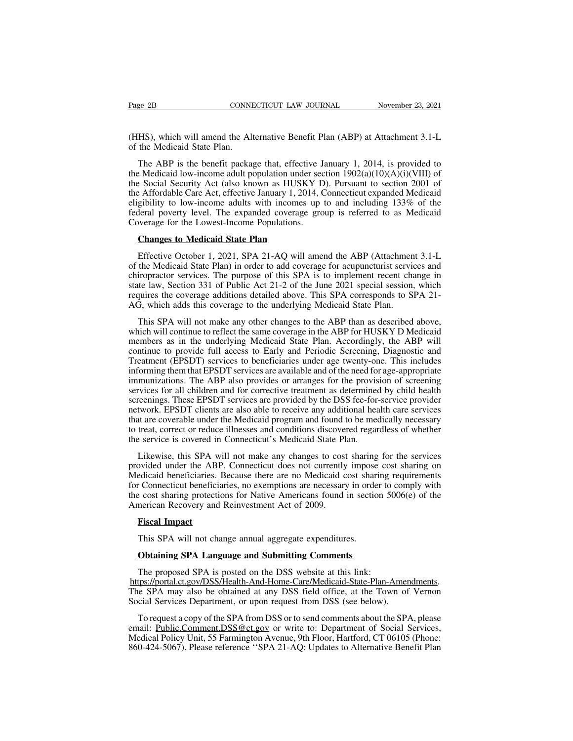(HHS), which will amend the Alternative Benefit Plan (ABP) at Attachment 3.1-L of the Medicaid State Plan.

The ABP is the benefit package that, effective January 1, 2014, is provided to the Medicaid low-income adult population under section 1902(a)(10)(A)(i)(VIII) of the Social Security Act (also known as HUSKY D). Pursuant to section 2001 of the Affordable Care Act, effective January 1, 2014, Connecticut expanded Medicaid eligibility to low-income adults with incomes up to and including 133% of the federal poverty level. The expanded coverage group is referred to as Medicaid Coverage for the Lowest-Income Populations.

**Changes to Medicaid State Plan**

Effective October 1, 2021, SPA 21-AQ will amend the ABP (Attachment 3.1-L of the Medicaid State Plan) in order to add coverage for acupuncturist services and chiropractor services. The purpose of this SPA is to implement recent change in state law, Section 331 of Public Act 21-2 of the June 2021 special session, which requires the coverage additions detailed above. This SPA corresponds to SPA 21-AG, which adds this coverage to the underlying Medicaid State Plan.

This SPA will not make any other changes to the ABP than as described above, which will continue to reflect the same coverage in the ABP for HUSKY D Medicaid members as in the underlying Medicaid State Plan. Accordingly, the ABP will continue to provide full access to Early and Periodic Screening, Diagnostic and Treatment (EPSDT) services to beneficiaries under age twenty-one. This includes informing them that EPSDT services are available and of the need for age-appropriate immunizations. The ABP also provides or arranges for the provision of screening services for all children and for corrective treatment as determined by child health screenings. These EPSDT services are provided by the DSS fee-for-service provider network. EPSDT clients are also able to receive any additional health care services that are coverable under the Medicaid program and found to be medically necessary to treat, correct or reduce illnesses and conditions discovered regardless of whether the service is covered in Connecticut's Medicaid State Plan.

Likewise, this SPA will not make any changes to cost sharing for the services provided under the ABP. Connecticut does not currently impose cost sharing on Medicaid beneficiaries. Because there are no Medicaid cost sharing requirements for Connecticut beneficiaries, no exemptions are necessary in order to comply with the cost sharing protections for Native Americans found in section 5006(e) of the American Recovery and Reinvestment Act of 2009.

**Fiscal Impact**

This SPA will not change annual aggregate expenditures.

**Obtaining SPA Language and Submitting Comments**

The proposed SPA is posted on the DSS website at this link: https://portal.ct.gov/DSS/Health-And-Home-Care/Medicaid-State-Plan-Amendments. The SPA may also be obtained at any DSS field office, at the Town of Vernon Social Services Department, or upon request from DSS (see below).

To request a copy of the SPA from DSS or to send comments about the SPA, please email: Public.Comment.DSS@ct.gov or write to: Department of Social Services, Medical Policy Unit, 55 Farmington Avenue, 9th Floor, Hartford, CT 06105 (Phone: 860-424-5067). Please reference ''SPA 21-AQ: Updates to Alternative Benefit Plan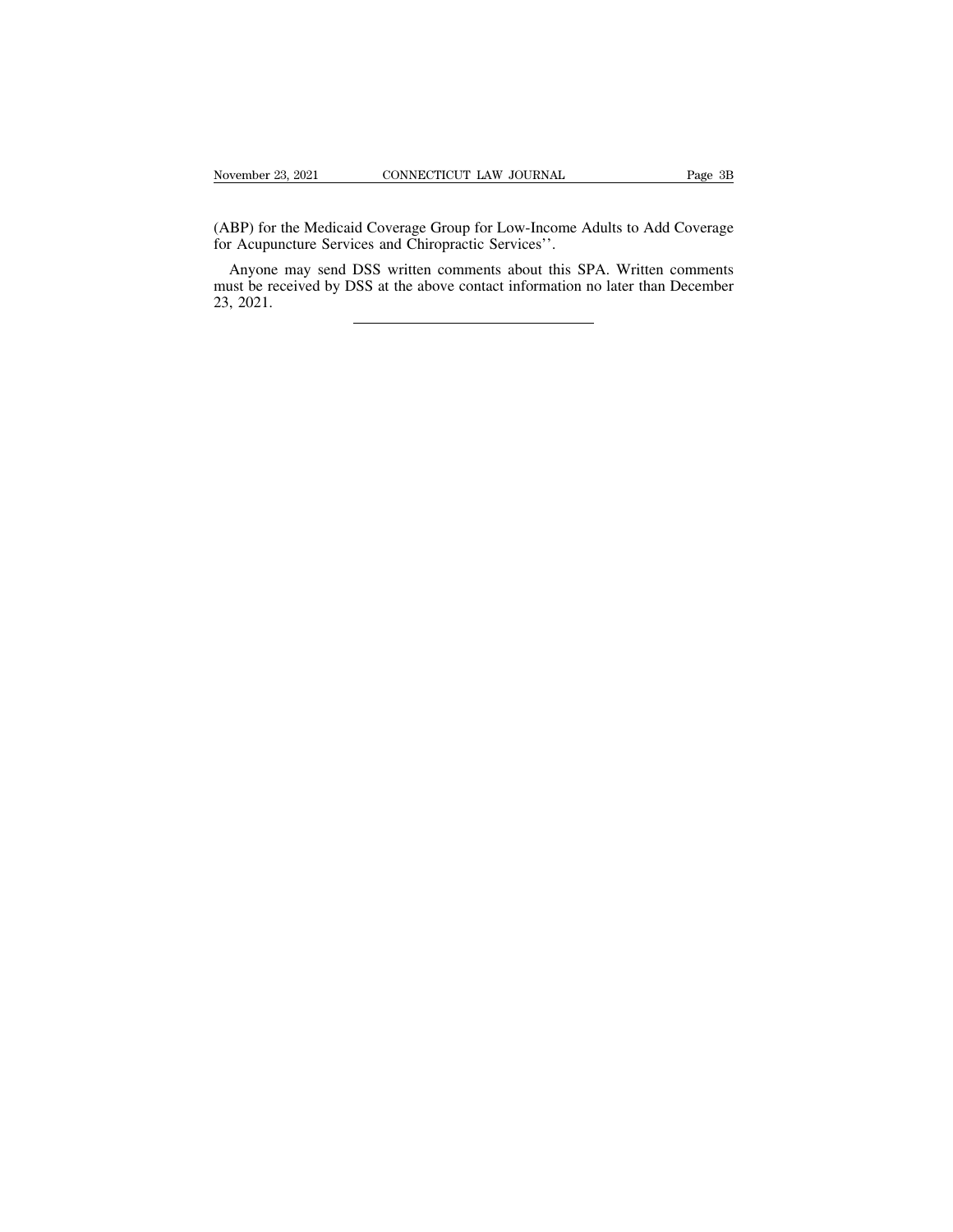(ABP) for the Medicaid Coverage Group for Low-Income Adults to Add Coverage for Acupuncture Services and Chiropractic Services''.

Anyone may send DSS written comments about this SPA. Written comments must be received by DSS at the above contact information no later than December 23, 2021.

---